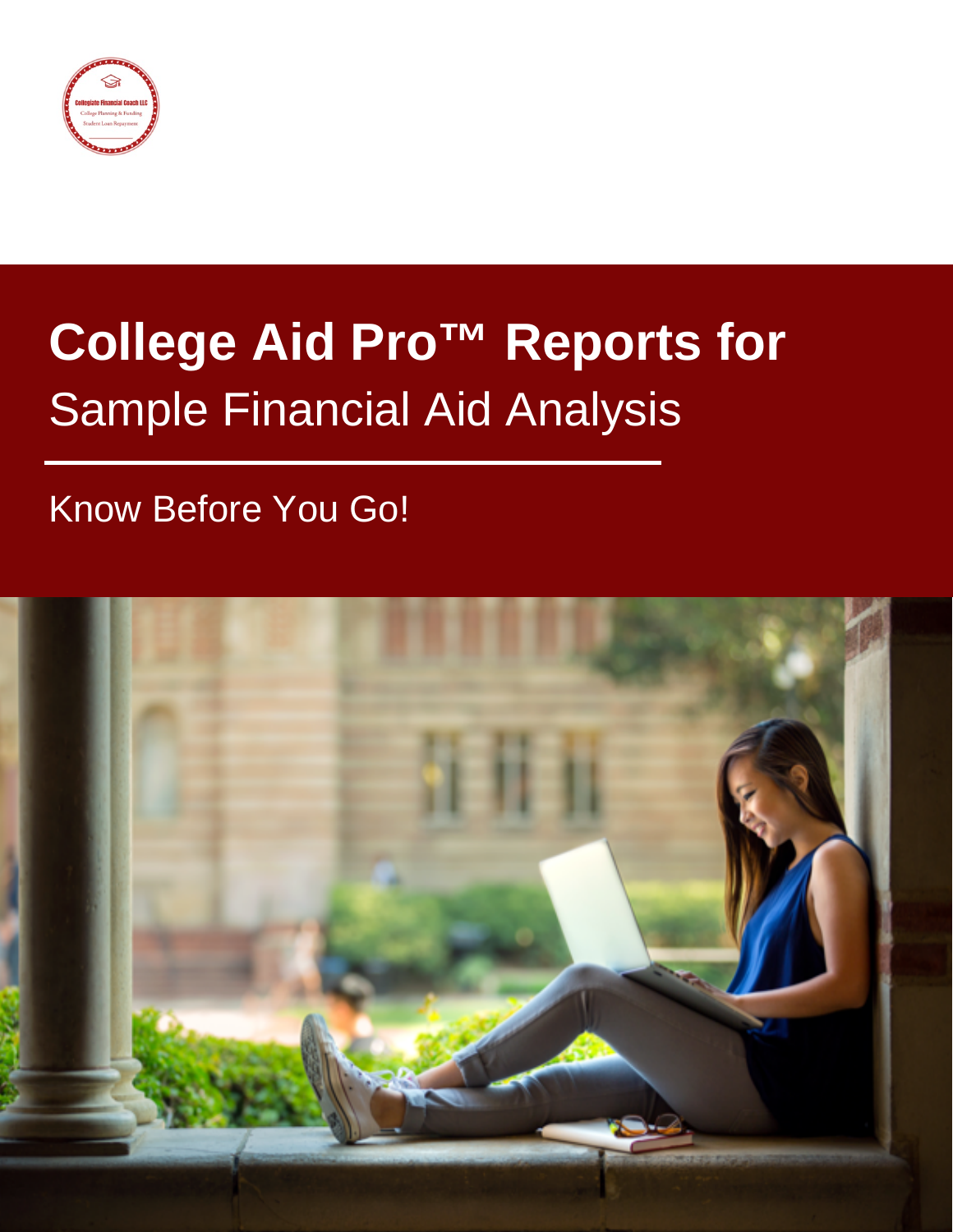# College Aid Pro™ Reports for

## Sample Financial Aid Analysis

Know Before You Go!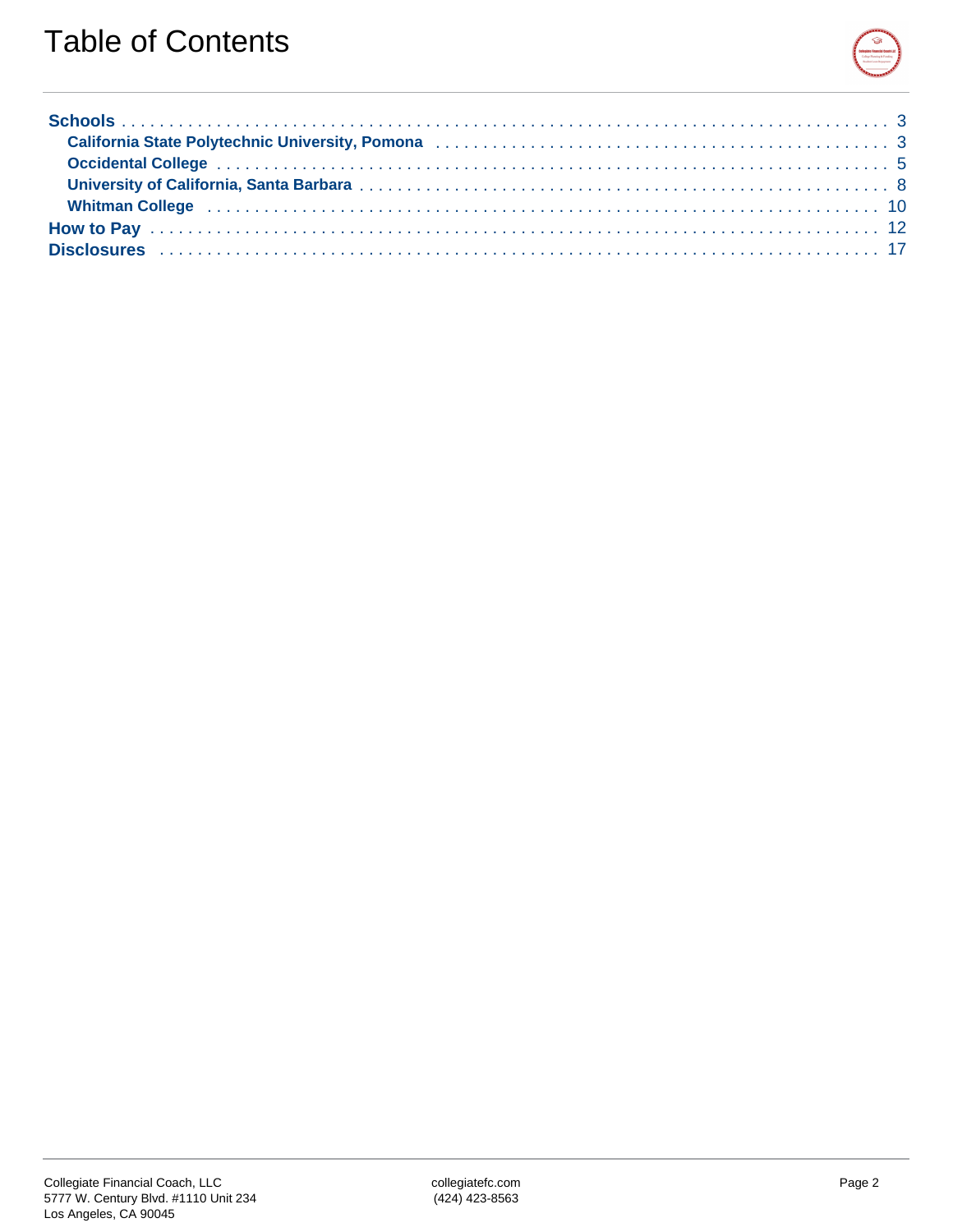# Table of Contents

- **Schools** . . . . . . . . . . 3
  - **California State Polytechnic University, Pomona** . . . . . . . . . . 3
  - **Occidental College** . . . . . . . . . . 5
  - **University of California, Santa Barbara** . . . . . . . . . . 8
  - **Whitman College** . . . . . . . . . . 10
- **How to Pay** . . . . . . . . . . 12
- **Disclosures** . . . . . . . . . . 17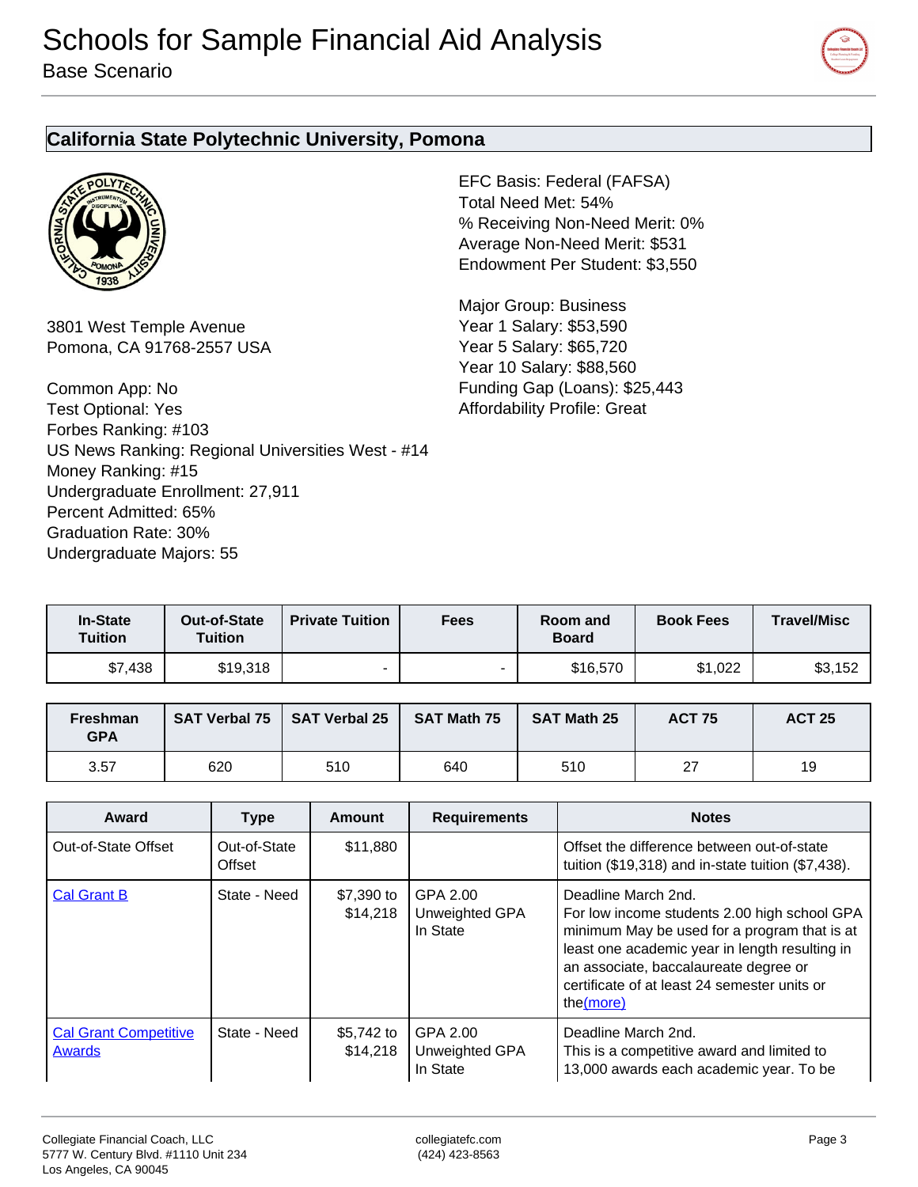# Schools for Sample Financial Aid Analysis

Base Scenario

## California State Polytechnic University, Pomona

3801 West Temple Avenue
Pomona, CA 91768-2557 USA

Common App: No
Test Optional: Yes
Forbes Ranking: #103
US News Ranking: Regional Universities West - #14
Money Ranking: #15
Undergraduate Enrollment: 27,911
Percent Admitted: 65%
Graduation Rate: 30%
Undergraduate Majors: 55

EFC Basis: Federal (FAFSA)
Total Need Met: 54%
% Receiving Non-Need Merit: 0%
Average Non-Need Merit: $531
Endowment Per Student: $3,550

Major Group: Business
Year 1 Salary: $53,590
Year 5 Salary: $65,720
Year 10 Salary: $88,560
Funding Gap (Loans): $25,443
Affordability Profile: Great

| In-State Tuition | Out-of-State Tuition | Private Tuition | Fees | Room and Board | Book Fees | Travel/Misc |
|---|---|---|---|---|---|---|
| $7,438 | $19,318 | - | - | $16,570 | $1,022 | $3,152 |

| Freshman GPA | SAT Verbal 75 | SAT Verbal 25 | SAT Math 75 | SAT Math 25 | ACT 75 | ACT 25 |
|---|---|---|---|---|---|---|
| 3.57 | 620 | 510 | 640 | 510 | 27 | 19 |

| Award | Type | Amount | Requirements | Notes |
|---|---|---|---|---|
| Out-of-State Offset | Out-of-State Offset | $11,880 | | Offset the difference between out-of-state tuition ($19,318) and in-state tuition ($7,438). |
| Cal Grant B | State - Need | $7,390 to $14,218 | GPA 2.00 Unweighted GPA In State | Deadline March 2nd. For low income students 2.00 high school GPA minimum May be used for a program that is at least one academic year in length resulting in an associate, baccalaureate degree or certificate of at least 24 semester units or the(more) |
| Cal Grant Competitive Awards | State - Need | $5,742 to $14,218 | GPA 2.00 Unweighted GPA In State | Deadline March 2nd. This is a competitive award and limited to 13,000 awards each academic year. To be |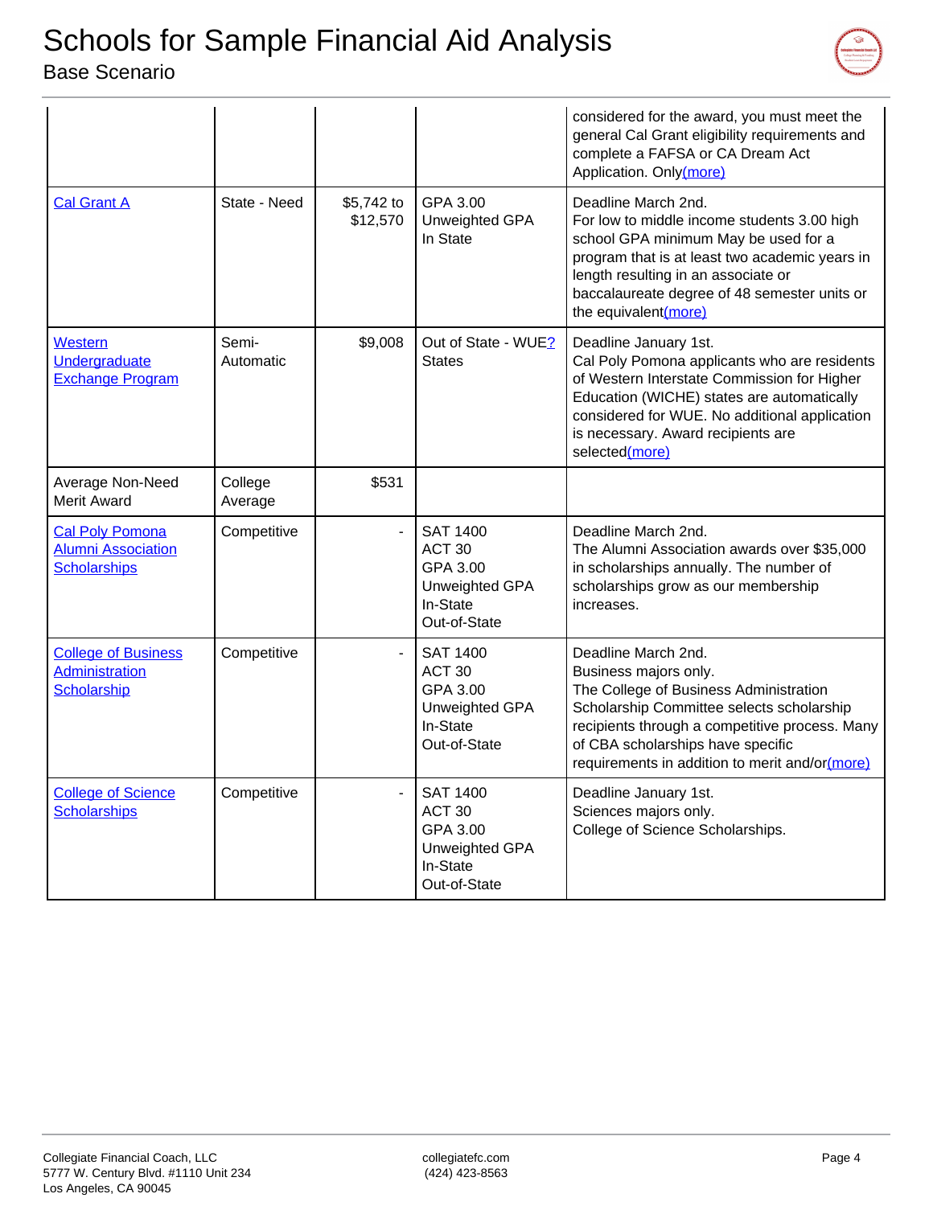# Schools for Sample Financial Aid Analysis

Base Scenario

| | | | | |
|---|---|---|---|---|
| | | | | considered for the award, you must meet the general Cal Grant eligibility requirements and complete a FAFSA or CA Dream Act Application. Only(more) |
| Cal Grant A | State - Need | $5,742 to $12,570 | GPA 3.00 Unweighted GPA In State | Deadline March 2nd. For low to middle income students 3.00 high school GPA minimum May be used for a program that is at least two academic years in length resulting in an associate or baccalaureate degree of 48 semester units or the equivalent(more) |
| Western Undergraduate Exchange Program | Semi-Automatic | $9,008 | Out of State - WUE? States | Deadline January 1st. Cal Poly Pomona applicants who are residents of Western Interstate Commission for Higher Education (WICHE) states are automatically considered for WUE. No additional application is necessary. Award recipients are selected(more) |
| Average Non-Need Merit Award | College Average | $531 | | |
| Cal Poly Pomona Alumni Association Scholarships | Competitive | - | SAT 1400 ACT 30 GPA 3.00 Unweighted GPA In-State Out-of-State | Deadline March 2nd. The Alumni Association awards over $35,000 in scholarships annually. The number of scholarships grow as our membership increases. |
| College of Business Administration Scholarship | Competitive | - | SAT 1400 ACT 30 GPA 3.00 Unweighted GPA In-State Out-of-State | Deadline March 2nd. Business majors only. The College of Business Administration Scholarship Committee selects scholarship recipients through a competitive process. Many of CBA scholarships have specific requirements in addition to merit and/or(more) |
| College of Science Scholarships | Competitive | - | SAT 1400 ACT 30 GPA 3.00 Unweighted GPA In-State Out-of-State | Deadline January 1st. Sciences majors only. College of Science Scholarships. |

Collegiate Financial Coach, LLC
5777 W. Century Blvd. #1110 Unit 234
Los Angeles, CA 90045

collegiatefc.com
(424) 423-8563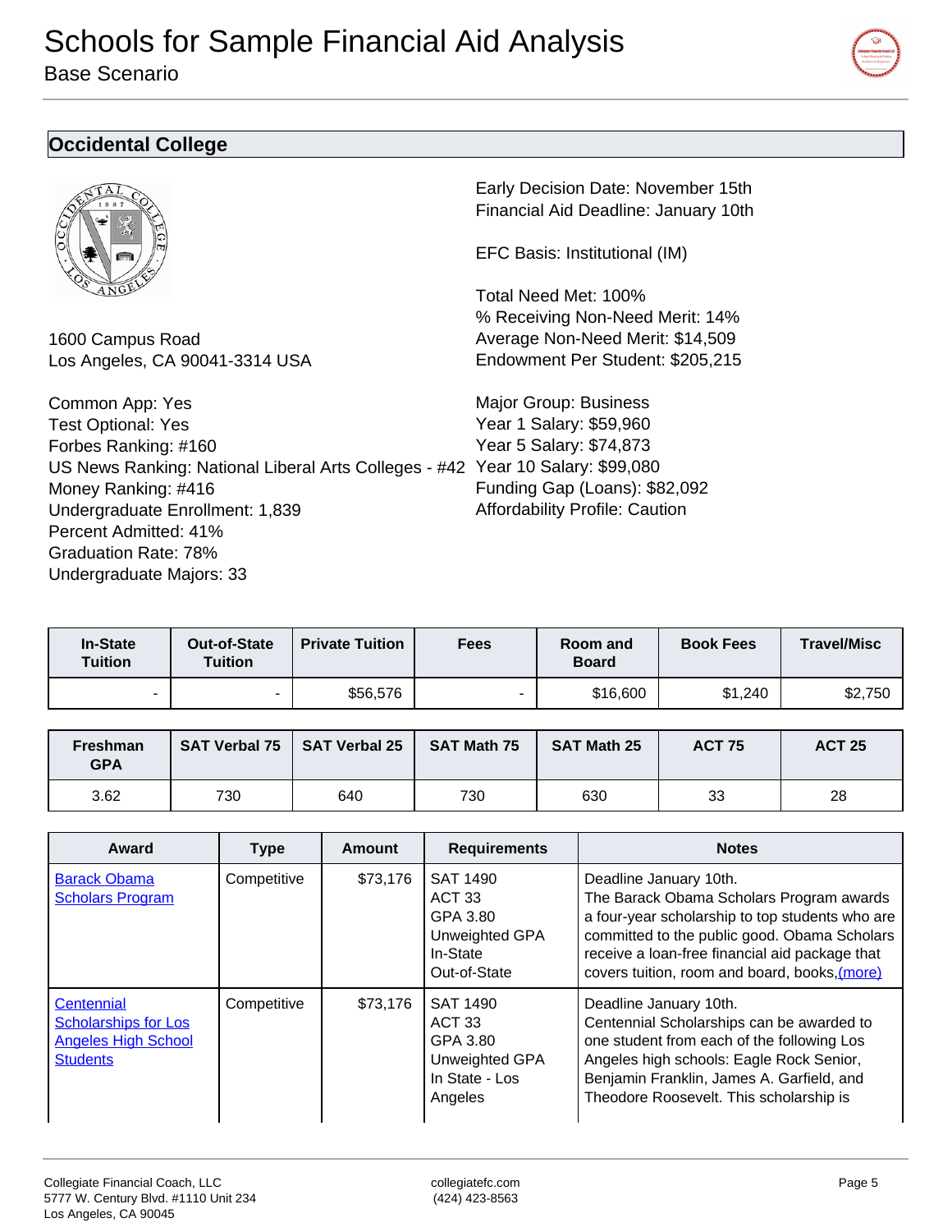# Schools for Sample Financial Aid Analysis

Base Scenario

## Occidental College

1600 Campus Road
Los Angeles, CA 90041-3314 USA

Common App: Yes
Test Optional: Yes
Forbes Ranking: #160
US News Ranking: National Liberal Arts Colleges - #42
Money Ranking: #416
Undergraduate Enrollment: 1,839
Percent Admitted: 41%
Graduation Rate: 78%
Undergraduate Majors: 33

Early Decision Date: November 15th
Financial Aid Deadline: January 10th

EFC Basis: Institutional (IM)

Total Need Met: 100%
% Receiving Non-Need Merit: 14%
Average Non-Need Merit: $14,509
Endowment Per Student: $205,215

Major Group: Business
Year 1 Salary: $59,960
Year 5 Salary: $74,873
Year 10 Salary: $99,080
Funding Gap (Loans): $82,092
Affordability Profile: Caution

| In-State Tuition | Out-of-State Tuition | Private Tuition | Fees | Room and Board | Book Fees | Travel/Misc |
|---|---|---|---|---|---|---|
| - | - | $56,576 | - | $16,600 | $1,240 | $2,750 |

| Freshman GPA | SAT Verbal 75 | SAT Verbal 25 | SAT Math 75 | SAT Math 25 | ACT 75 | ACT 25 |
|---|---|---|---|---|---|---|
| 3.62 | 730 | 640 | 730 | 630 | 33 | 28 |

| Award | Type | Amount | Requirements | Notes |
|---|---|---|---|---|
| Barack Obama Scholars Program | Competitive | $73,176 | SAT 1490<br>ACT 33<br>GPA 3.80<br>Unweighted GPA<br>In-State<br>Out-of-State | Deadline January 10th.<br>The Barack Obama Scholars Program awards a four-year scholarship to top students who are committed to the public good. Obama Scholars receive a loan-free financial aid package that covers tuition, room and board, books,(more) |
| Centennial Scholarships for Los Angeles High School Students | Competitive | $73,176 | SAT 1490<br>ACT 33<br>GPA 3.80<br>Unweighted GPA<br>In State - Los Angeles | Deadline January 10th.<br>Centennial Scholarships can be awarded to one student from each of the following Los Angeles high schools: Eagle Rock Senior, Benjamin Franklin, James A. Garfield, and Theodore Roosevelt. This scholarship is |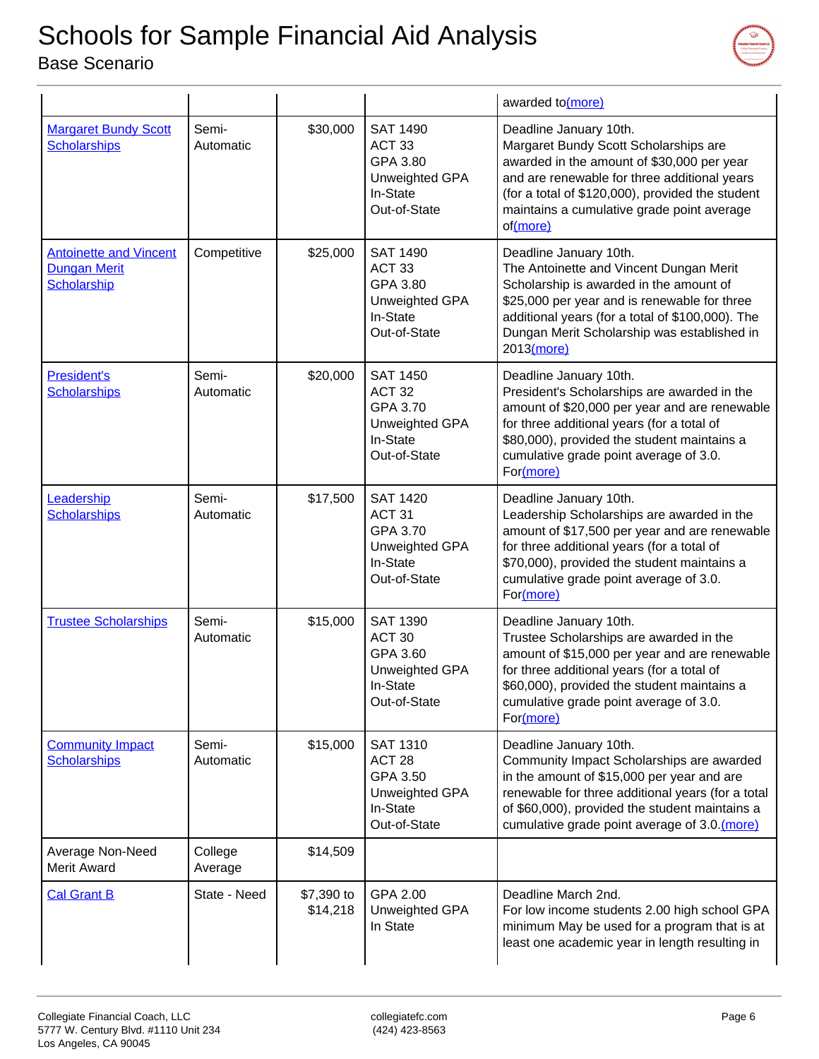# Schools for Sample Financial Aid Analysis

Base Scenario

| | | | | |
|---|---|---|---|---|
| | | | | awarded to(more) |
| Margaret Bundy Scott Scholarships | Semi-Automatic | $30,000 | SAT 1490<br>ACT 33<br>GPA 3.80<br>Unweighted GPA<br>In-State<br>Out-of-State | Deadline January 10th.<br>Margaret Bundy Scott Scholarships are awarded in the amount of $30,000 per year and are renewable for three additional years (for a total of $120,000), provided the student maintains a cumulative grade point average of(more) |
| Antoinette and Vincent Dungan Merit Scholarship | Competitive | $25,000 | SAT 1490<br>ACT 33<br>GPA 3.80<br>Unweighted GPA<br>In-State<br>Out-of-State | Deadline January 10th.<br>The Antoinette and Vincent Dungan Merit Scholarship is awarded in the amount of $25,000 per year and is renewable for three additional years (for a total of $100,000). The Dungan Merit Scholarship was established in 2013(more) |
| President's Scholarships | Semi-Automatic | $20,000 | SAT 1450<br>ACT 32<br>GPA 3.70<br>Unweighted GPA<br>In-State<br>Out-of-State | Deadline January 10th.<br>President's Scholarships are awarded in the amount of $20,000 per year and are renewable for three additional years (for a total of $80,000), provided the student maintains a cumulative grade point average of 3.0. For(more) |
| Leadership Scholarships | Semi-Automatic | $17,500 | SAT 1420<br>ACT 31<br>GPA 3.70<br>Unweighted GPA<br>In-State<br>Out-of-State | Deadline January 10th.<br>Leadership Scholarships are awarded in the amount of $17,500 per year and are renewable for three additional years (for a total of $70,000), provided the student maintains a cumulative grade point average of 3.0. For(more) |
| Trustee Scholarships | Semi-Automatic | $15,000 | SAT 1390<br>ACT 30<br>GPA 3.60<br>Unweighted GPA<br>In-State<br>Out-of-State | Deadline January 10th.<br>Trustee Scholarships are awarded in the amount of $15,000 per year and are renewable for three additional years (for a total of $60,000), provided the student maintains a cumulative grade point average of 3.0. For(more) |
| Community Impact Scholarships | Semi-Automatic | $15,000 | SAT 1310<br>ACT 28<br>GPA 3.50<br>Unweighted GPA<br>In-State<br>Out-of-State | Deadline January 10th.<br>Community Impact Scholarships are awarded in the amount of $15,000 per year and are renewable for three additional years (for a total of $60,000), provided the student maintains a cumulative grade point average of 3.0.(more) |
| Average Non-Need Merit Award | College Average | $14,509 | | |
| Cal Grant B | State - Need | $7,390 to $14,218 | GPA 2.00<br>Unweighted GPA<br>In State | Deadline March 2nd.<br>For low income students 2.00 high school GPA minimum May be used for a program that is at least one academic year in length resulting in |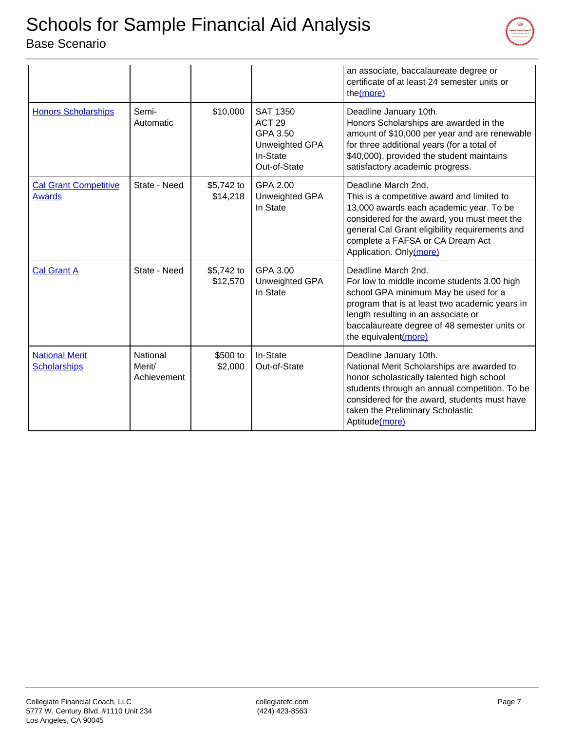# Schools for Sample Financial Aid Analysis

Base Scenario

| | | | | |
|---|---|---|---|---|
| | | | | an associate, baccalaureate degree or certificate of at least 24 semester units or the(more) |
| Honors Scholarships | Semi-Automatic | $10,000 | SAT 1350<br>ACT 29<br>GPA 3.50<br>Unweighted GPA<br>In-State<br>Out-of-State | Deadline January 10th.<br>Honors Scholarships are awarded in the amount of $10,000 per year and are renewable for three additional years (for a total of $40,000), provided the student maintains satisfactory academic progress. |
| Cal Grant Competitive Awards | State - Need | $5,742 to $14,218 | GPA 2.00<br>Unweighted GPA<br>In State | Deadline March 2nd.<br>This is a competitive award and limited to 13,000 awards each academic year. To be considered for the award, you must meet the general Cal Grant eligibility requirements and complete a FAFSA or CA Dream Act Application. Only(more) |
| Cal Grant A | State - Need | $5,742 to $12,570 | GPA 3.00<br>Unweighted GPA<br>In State | Deadline March 2nd.<br>For low to middle income students 3.00 high school GPA minimum May be used for a program that is at least two academic years in length resulting in an associate or baccalaureate degree of 48 semester units or the equivalent(more) |
| National Merit Scholarships | National Merit/ Achievement | $500 to $2,000 | In-State<br>Out-of-State | Deadline January 10th.<br>National Merit Scholarships are awarded to honor scholastically talented high school students through an annual competition. To be considered for the award, students must have taken the Preliminary Scholastic Aptitude(more) |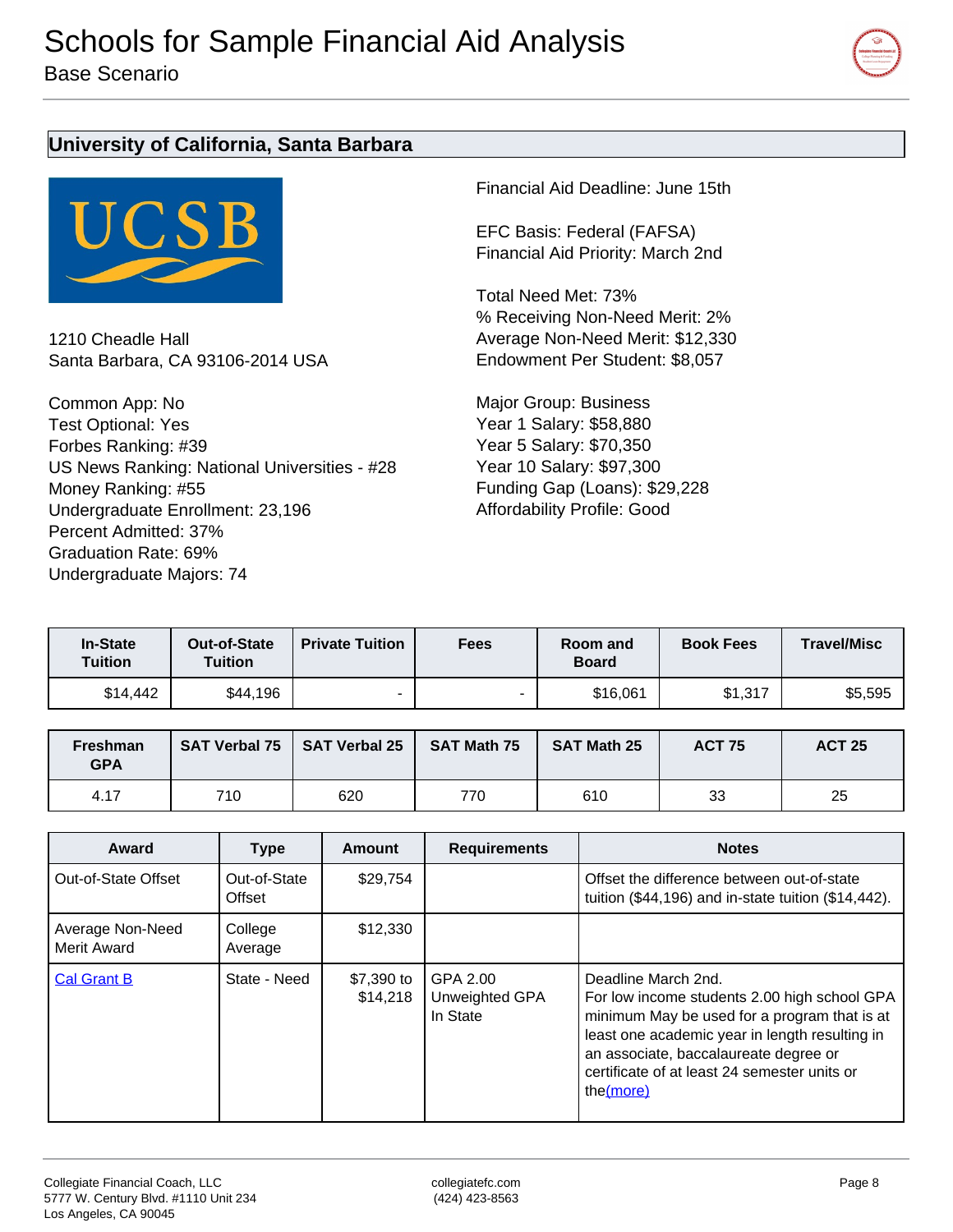# Schools for Sample Financial Aid Analysis

Base Scenario

## University of California, Santa Barbara

1210 Cheadle Hall
Santa Barbara, CA 93106-2014 USA

Common App: No
Test Optional: Yes
Forbes Ranking: #39
US News Ranking: National Universities - #28
Money Ranking: #55
Undergraduate Enrollment: 23,196
Percent Admitted: 37%
Graduation Rate: 69%
Undergraduate Majors: 74

Financial Aid Deadline: June 15th

EFC Basis: Federal (FAFSA)
Financial Aid Priority: March 2nd

Total Need Met: 73%
% Receiving Non-Need Merit: 2%
Average Non-Need Merit: $12,330
Endowment Per Student: $8,057

Major Group: Business
Year 1 Salary: $58,880
Year 5 Salary: $70,350
Year 10 Salary: $97,300
Funding Gap (Loans): $29,228
Affordability Profile: Good

| In-State Tuition | Out-of-State Tuition | Private Tuition | Fees | Room and Board | Book Fees | Travel/Misc |
|---|---|---|---|---|---|---|
| $14,442 | $44,196 | - | - | $16,061 | $1,317 | $5,595 |

| Freshman GPA | SAT Verbal 75 | SAT Verbal 25 | SAT Math 75 | SAT Math 25 | ACT 75 | ACT 25 |
|---|---|---|---|---|---|---|
| 4.17 | 710 | 620 | 770 | 610 | 33 | 25 |

| Award | Type | Amount | Requirements | Notes |
|---|---|---|---|---|
| Out-of-State Offset | Out-of-State Offset | $29,754 | | Offset the difference between out-of-state tuition ($44,196) and in-state tuition ($14,442). |
| Average Non-Need Merit Award | College Average | $12,330 | | |
| Cal Grant B | State - Need | $7,390 to $14,218 | GPA 2.00 Unweighted GPA In State | Deadline March 2nd. For low income students 2.00 high school GPA minimum May be used for a program that is at least one academic year in length resulting in an associate, baccalaureate degree or certificate of at least 24 semester units or the(more) |

Collegiate Financial Coach, LLC
5777 W. Century Blvd. #1110 Unit 234
Los Angeles, CA 90045

collegiatefc.com
(424) 423-8563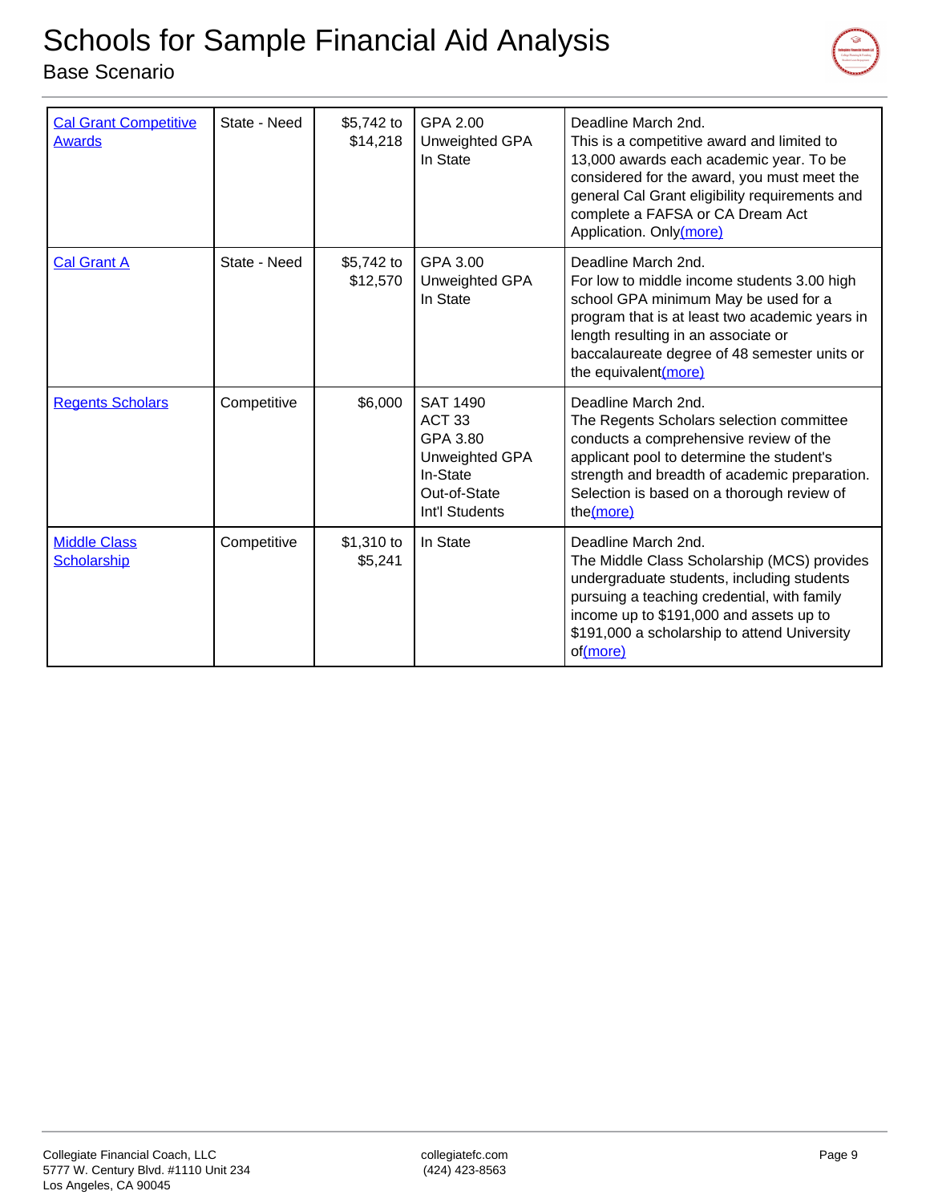# Schools for Sample Financial Aid Analysis

Base Scenario

| | | | | |
|---|---|---|---|---|
| Cal Grant Competitive Awards | State - Need | $5,742 to $14,218 | GPA 2.00<br>Unweighted GPA<br>In State | Deadline March 2nd.<br>This is a competitive award and limited to 13,000 awards each academic year. To be considered for the award, you must meet the general Cal Grant eligibility requirements and complete a FAFSA or CA Dream Act Application. Only(more) |
| Cal Grant A | State - Need | $5,742 to $12,570 | GPA 3.00<br>Unweighted GPA<br>In State | Deadline March 2nd.<br>For low to middle income students 3.00 high school GPA minimum May be used for a program that is at least two academic years in length resulting in an associate or baccalaureate degree of 48 semester units or the equivalent(more) |
| Regents Scholars | Competitive | $6,000 | SAT 1490<br>ACT 33<br>GPA 3.80<br>Unweighted GPA<br>In-State<br>Out-of-State<br>Int'l Students | Deadline March 2nd.<br>The Regents Scholars selection committee conducts a comprehensive review of the applicant pool to determine the student's strength and breadth of academic preparation. Selection is based on a thorough review of the(more) |
| Middle Class Scholarship | Competitive | $1,310 to $5,241 | In State | Deadline March 2nd.<br>The Middle Class Scholarship (MCS) provides undergraduate students, including students pursuing a teaching credential, with family income up to $191,000 and assets up to $191,000 a scholarship to attend University of(more) |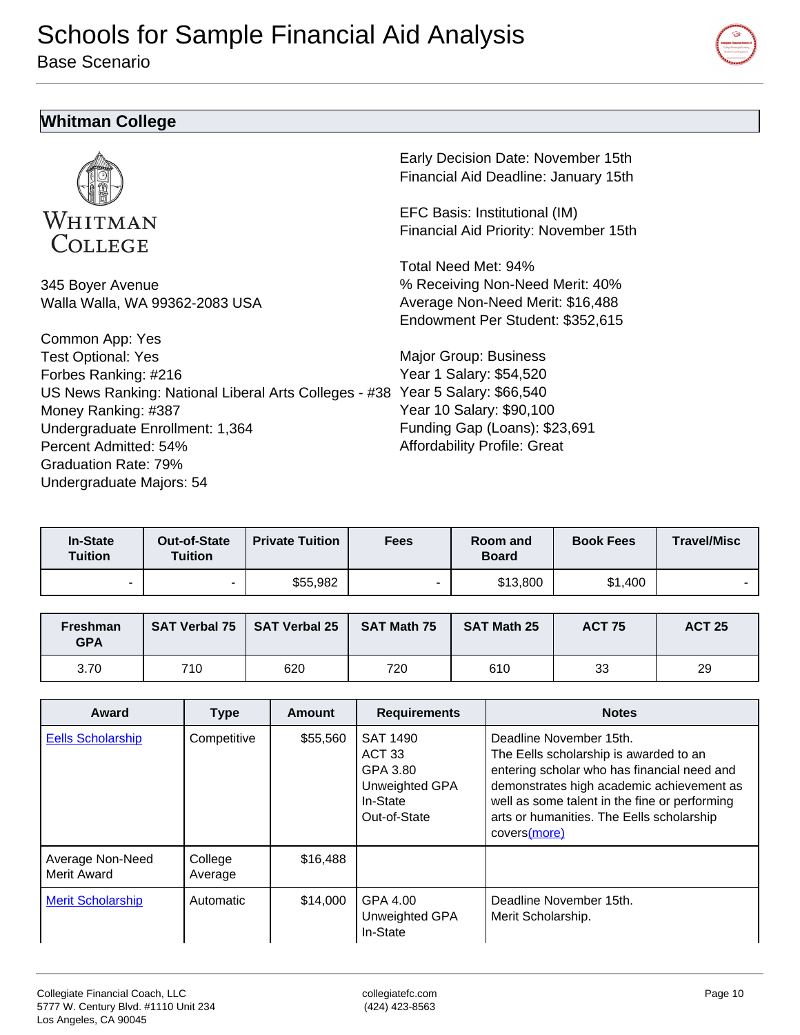# Schools for Sample Financial Aid Analysis

Base Scenario

## Whitman College

WHITMAN COLLEGE

345 Boyer Avenue
Walla Walla, WA 99362-2083 USA

Common App: Yes
Test Optional: Yes
Forbes Ranking: #216
US News Ranking: National Liberal Arts Colleges - #38
Money Ranking: #387
Undergraduate Enrollment: 1,364
Percent Admitted: 54%
Graduation Rate: 79%
Undergraduate Majors: 54

Early Decision Date: November 15th
Financial Aid Deadline: January 15th

EFC Basis: Institutional (IM)
Financial Aid Priority: November 15th

Total Need Met: 94%
% Receiving Non-Need Merit: 40%
Average Non-Need Merit: $16,488
Endowment Per Student: $352,615

Major Group: Business
Year 1 Salary: $54,520
Year 5 Salary: $66,540
Year 10 Salary: $90,100
Funding Gap (Loans): $23,691
Affordability Profile: Great

| In-State Tuition | Out-of-State Tuition | Private Tuition | Fees | Room and Board | Book Fees | Travel/Misc |
|---|---|---|---|---|---|---|
| - | - | $55,982 | - | $13,800 | $1,400 | - |

| Freshman GPA | SAT Verbal 75 | SAT Verbal 25 | SAT Math 75 | SAT Math 25 | ACT 75 | ACT 25 |
|---|---|---|---|---|---|---|
| 3.70 | 710 | 620 | 720 | 610 | 33 | 29 |

| Award | Type | Amount | Requirements | Notes |
|---|---|---|---|---|
| [Eells Scholarship]() | Competitive | $55,560 | SAT 1490<br>ACT 33<br>GPA 3.80<br>Unweighted GPA<br>In-State<br>Out-of-State | Deadline November 15th.<br>The Eells scholarship is awarded to an entering scholar who has financial need and demonstrates high academic achievement as well as some talent in the fine or performing arts or humanities. The Eells scholarship covers[(more)]() |
| Average Non-Need Merit Award | College Average | $16,488 | | |
| [Merit Scholarship]() | Automatic | $14,000 | GPA 4.00<br>Unweighted GPA<br>In-State | Deadline November 15th.<br>Merit Scholarship. |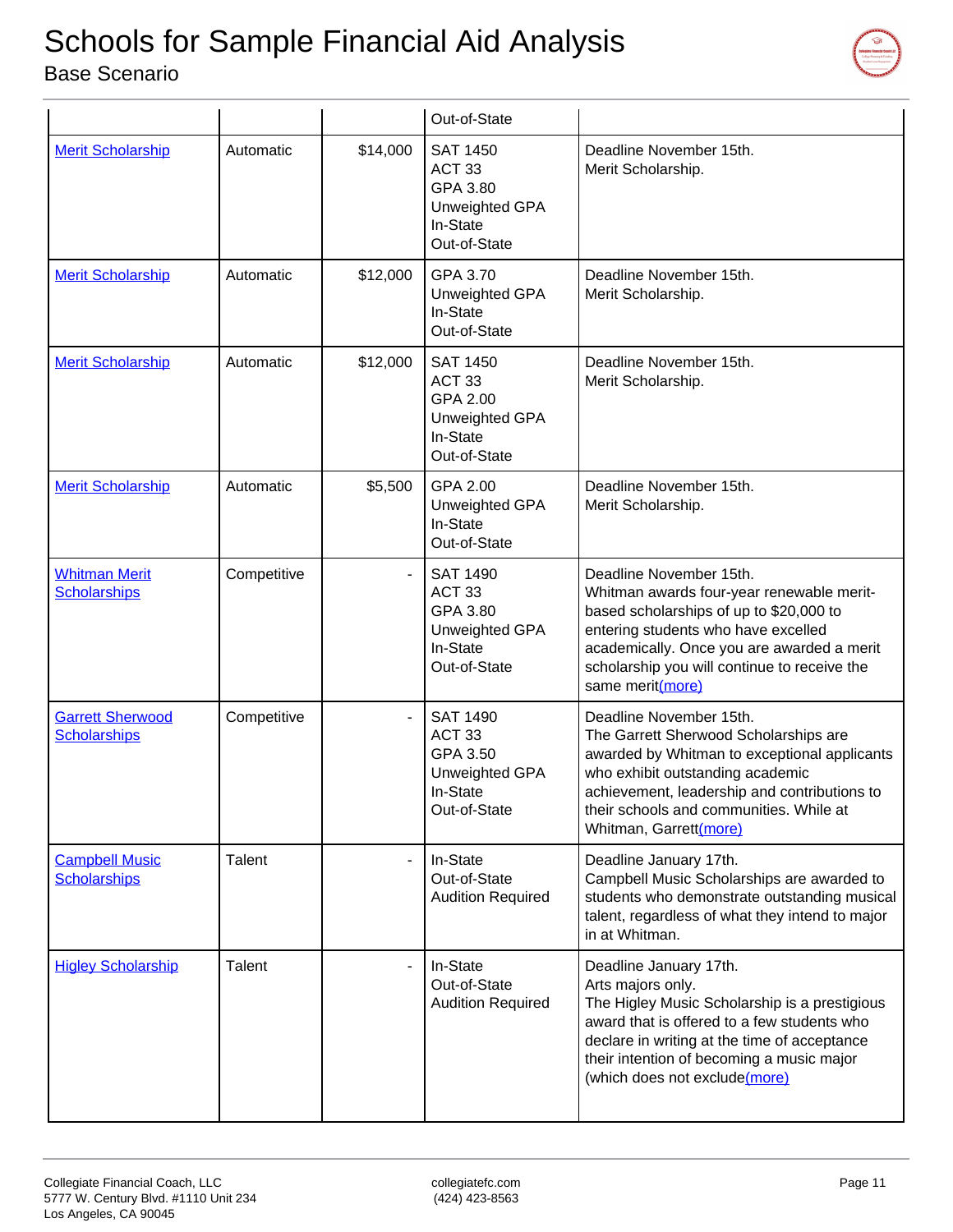# Schools for Sample Financial Aid Analysis

Base Scenario

| | | | | |
|---|---|---|---|---|
| | | | Out-of-State | |
| Merit Scholarship | Automatic | $14,000 | SAT 1450<br>ACT 33<br>GPA 3.80<br>Unweighted GPA<br>In-State<br>Out-of-State | Deadline November 15th.<br>Merit Scholarship. |
| Merit Scholarship | Automatic | $12,000 | GPA 3.70<br>Unweighted GPA<br>In-State<br>Out-of-State | Deadline November 15th.<br>Merit Scholarship. |
| Merit Scholarship | Automatic | $12,000 | SAT 1450<br>ACT 33<br>GPA 2.00<br>Unweighted GPA<br>In-State<br>Out-of-State | Deadline November 15th.<br>Merit Scholarship. |
| Merit Scholarship | Automatic | $5,500 | GPA 2.00<br>Unweighted GPA<br>In-State<br>Out-of-State | Deadline November 15th.<br>Merit Scholarship. |
| Whitman Merit Scholarships | Competitive | - | SAT 1490<br>ACT 33<br>GPA 3.80<br>Unweighted GPA<br>In-State<br>Out-of-State | Deadline November 15th.<br>Whitman awards four-year renewable merit-based scholarships of up to $20,000 to entering students who have excelled academically. Once you are awarded a merit scholarship you will continue to receive the same merit(more) |
| Garrett Sherwood Scholarships | Competitive | - | SAT 1490<br>ACT 33<br>GPA 3.50<br>Unweighted GPA<br>In-State<br>Out-of-State | Deadline November 15th.<br>The Garrett Sherwood Scholarships are awarded by Whitman to exceptional applicants who exhibit outstanding academic achievement, leadership and contributions to their schools and communities. While at Whitman, Garrett(more) |
| Campbell Music Scholarships | Talent | - | In-State<br>Out-of-State<br>Audition Required | Deadline January 17th.<br>Campbell Music Scholarships are awarded to students who demonstrate outstanding musical talent, regardless of what they intend to major in at Whitman. |
| Higley Scholarship | Talent | - | In-State<br>Out-of-State<br>Audition Required | Deadline January 17th.<br>Arts majors only.<br>The Higley Music Scholarship is a prestigious award that is offered to a few students who declare in writing at the time of acceptance their intention of becoming a music major (which does not exclude(more) |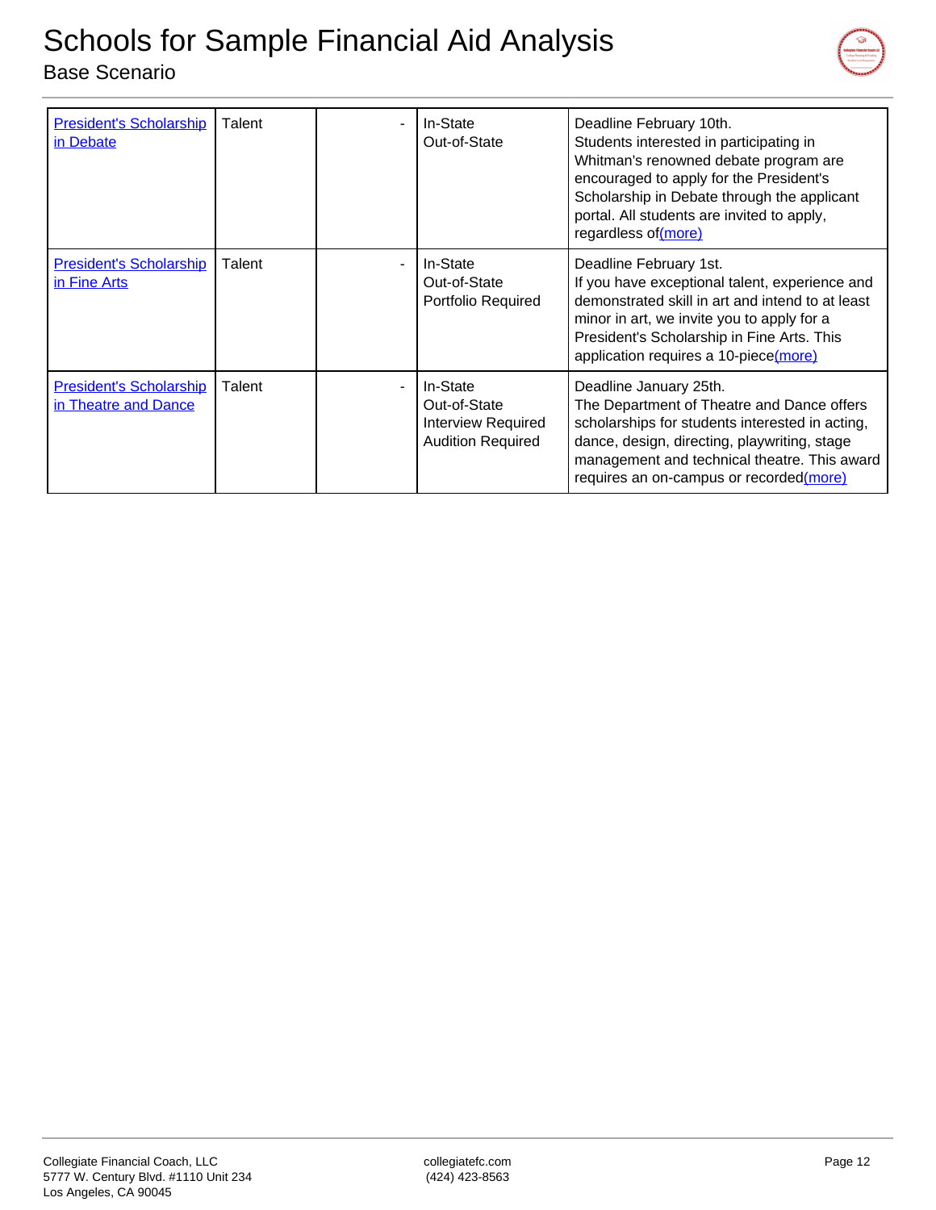| | | | | |
|---|---|---|---|---|
| [President's Scholarship in Debate]() | Talent | - | In-State<br>Out-of-State | Deadline February 10th.<br>Students interested in participating in Whitman's renowned debate program are encouraged to apply for the President's Scholarship in Debate through the applicant portal. All students are invited to apply, regardless of[(more)]() |
| [President's Scholarship in Fine Arts]() | Talent | - | In-State<br>Out-of-State<br>Portfolio Required | Deadline February 1st.<br>If you have exceptional talent, experience and demonstrated skill in art and intend to at least minor in art, we invite you to apply for a President's Scholarship in Fine Arts. This application requires a 10-piece[(more)]() |
| [President's Scholarship in Theatre and Dance]() | Talent | - | In-State<br>Out-of-State<br>Interview Required<br>Audition Required | Deadline January 25th.<br>The Department of Theatre and Dance offers scholarships for students interested in acting, dance, design, directing, playwriting, stage management and technical theatre. This award requires an on-campus or recorded[(more)]() |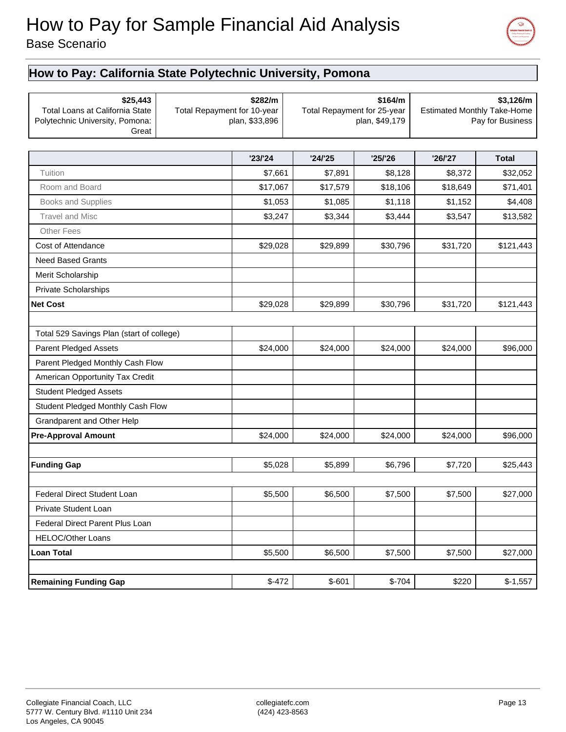# How to Pay for Sample Financial Aid Analysis

Base Scenario

## How to Pay: California State Polytechnic University, Pomona

| **$25,443**<br>Total Loans at California State Polytechnic University, Pomona: Great | **$282/m**<br>Total Repayment for 10-year plan, $33,896 | **$164/m**<br>Total Repayment for 25-year plan, $49,179 | **$3,126/m**<br>Estimated Monthly Take-Home Pay for Business |
|---|---|---|---|

| | '23/'24 | '24/'25 | '25/'26 | '26/'27 | Total |
|---|---|---|---|---|---|
| Tuition | $7,661 | $7,891 | $8,128 | $8,372 | $32,052 |
| Room and Board | $17,067 | $17,579 | $18,106 | $18,649 | $71,401 |
| Books and Supplies | $1,053 | $1,085 | $1,118 | $1,152 | $4,408 |
| Travel and Misc | $3,247 | $3,344 | $3,444 | $3,547 | $13,582 |
| Other Fees | | | | | |
| Cost of Attendance | $29,028 | $29,899 | $30,796 | $31,720 | $121,443 |
| Need Based Grants | | | | | |
| Merit Scholarship | | | | | |
| Private Scholarships | | | | | |
| **Net Cost** | $29,028 | $29,899 | $30,796 | $31,720 | $121,443 |
| | | | | | |
| Total 529 Savings Plan (start of college) | | | | | |
| Parent Pledged Assets | $24,000 | $24,000 | $24,000 | $24,000 | $96,000 |
| Parent Pledged Monthly Cash Flow | | | | | |
| American Opportunity Tax Credit | | | | | |
| Student Pledged Assets | | | | | |
| Student Pledged Monthly Cash Flow | | | | | |
| Grandparent and Other Help | | | | | |
| **Pre-Approval Amount** | $24,000 | $24,000 | $24,000 | $24,000 | $96,000 |
| | | | | | |
| **Funding Gap** | $5,028 | $5,899 | $6,796 | $7,720 | $25,443 |
| | | | | | |
| Federal Direct Student Loan | $5,500 | $6,500 | $7,500 | $7,500 | $27,000 |
| Private Student Loan | | | | | |
| Federal Direct Parent Plus Loan | | | | | |
| HELOC/Other Loans | | | | | |
| **Loan Total** | $5,500 | $6,500 | $7,500 | $7,500 | $27,000 |
| | | | | | |
| **Remaining Funding Gap** | $-472 | $-601 | $-704 | $220 | $-1,557 |

Collegiate Financial Coach, LLC
5777 W. Century Blvd. #1110 Unit 234
Los Angeles, CA 90045

collegiatefc.com
(424) 423-8563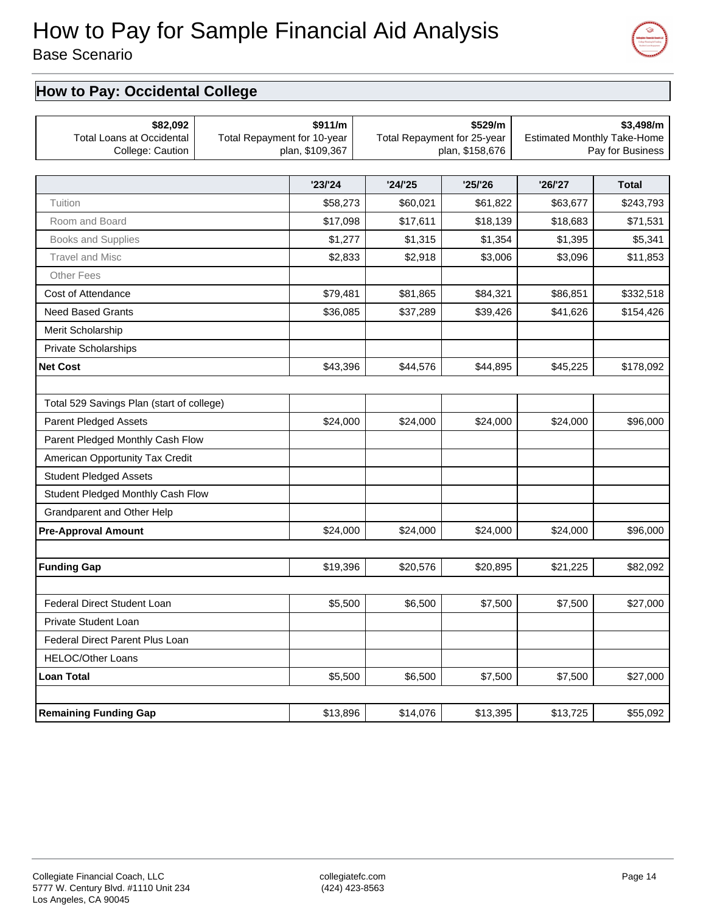# How to Pay for Sample Financial Aid Analysis

Base Scenario

## How to Pay: Occidental College

| **$82,092** Total Loans at Occidental College: Caution | **$911/m** Total Repayment for 10-year plan, $109,367 | **$529/m** Total Repayment for 25-year plan, $158,676 | **$3,498/m** Estimated Monthly Take-Home Pay for Business |
|---|---|---|---|

| | '23/'24 | '24/'25 | '25/'26 | '26/'27 | Total |
|---|---|---|---|---|---|
| Tuition | $58,273 | $60,021 | $61,822 | $63,677 | $243,793 |
| Room and Board | $17,098 | $17,611 | $18,139 | $18,683 | $71,531 |
| Books and Supplies | $1,277 | $1,315 | $1,354 | $1,395 | $5,341 |
| Travel and Misc | $2,833 | $2,918 | $3,006 | $3,096 | $11,853 |
| Other Fees | | | | | |
| Cost of Attendance | $79,481 | $81,865 | $84,321 | $86,851 | $332,518 |
| Need Based Grants | $36,085 | $37,289 | $39,426 | $41,626 | $154,426 |
| Merit Scholarship | | | | | |
| Private Scholarships | | | | | |
| **Net Cost** | $43,396 | $44,576 | $44,895 | $45,225 | $178,092 |
| | | | | | |
| Total 529 Savings Plan (start of college) | | | | | |
| Parent Pledged Assets | $24,000 | $24,000 | $24,000 | $24,000 | $96,000 |
| Parent Pledged Monthly Cash Flow | | | | | |
| American Opportunity Tax Credit | | | | | |
| Student Pledged Assets | | | | | |
| Student Pledged Monthly Cash Flow | | | | | |
| Grandparent and Other Help | | | | | |
| **Pre-Approval Amount** | $24,000 | $24,000 | $24,000 | $24,000 | $96,000 |
| | | | | | |
| **Funding Gap** | $19,396 | $20,576 | $20,895 | $21,225 | $82,092 |
| | | | | | |
| Federal Direct Student Loan | $5,500 | $6,500 | $7,500 | $7,500 | $27,000 |
| Private Student Loan | | | | | |
| Federal Direct Parent Plus Loan | | | | | |
| HELOC/Other Loans | | | | | |
| **Loan Total** | $5,500 | $6,500 | $7,500 | $7,500 | $27,000 |
| | | | | | |
| **Remaining Funding Gap** | $13,896 | $14,076 | $13,395 | $13,725 | $55,092 |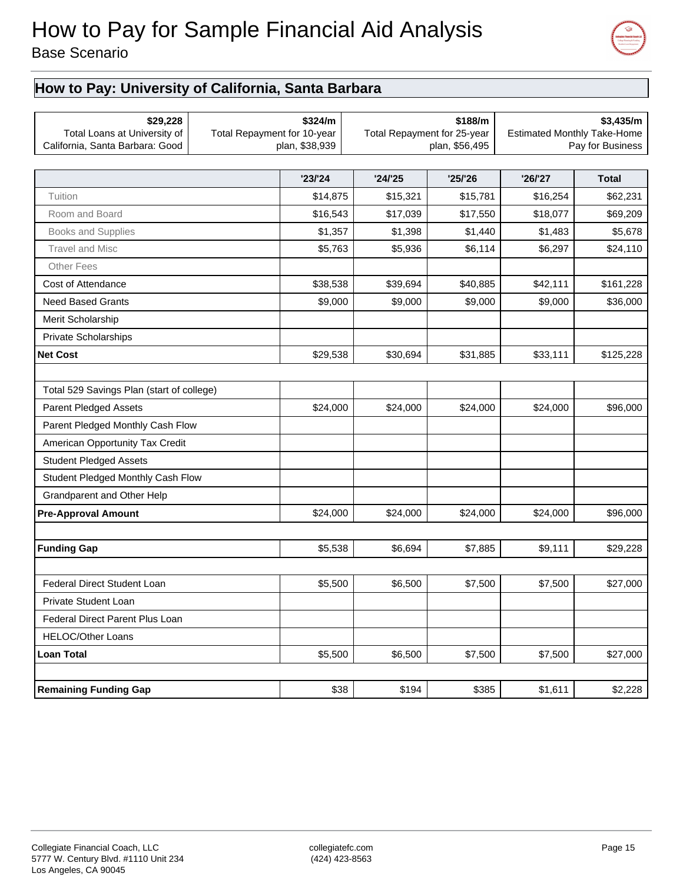# How to Pay for Sample Financial Aid Analysis

Base Scenario

## How to Pay: University of California, Santa Barbara

| **$29,228** | **$324/m** | **$188/m** | **$3,435/m** |
|---|---|---|---|
| Total Loans at University of California, Santa Barbara: Good | Total Repayment for 10-year plan, $38,939 | Total Repayment for 25-year plan, $56,495 | Estimated Monthly Take-Home Pay for Business |

| | '23/'24 | '24/'25 | '25/'26 | '26/'27 | Total |
|---|---|---|---|---|---|
| Tuition | $14,875 | $15,321 | $15,781 | $16,254 | $62,231 |
| Room and Board | $16,543 | $17,039 | $17,550 | $18,077 | $69,209 |
| Books and Supplies | $1,357 | $1,398 | $1,440 | $1,483 | $5,678 |
| Travel and Misc | $5,763 | $5,936 | $6,114 | $6,297 | $24,110 |
| Other Fees | | | | | |
| Cost of Attendance | $38,538 | $39,694 | $40,885 | $42,111 | $161,228 |
| Need Based Grants | $9,000 | $9,000 | $9,000 | $9,000 | $36,000 |
| Merit Scholarship | | | | | |
| Private Scholarships | | | | | |
| **Net Cost** | $29,538 | $30,694 | $31,885 | $33,111 | $125,228 |
| | | | | | |
| Total 529 Savings Plan (start of college) | | | | | |
| Parent Pledged Assets | $24,000 | $24,000 | $24,000 | $24,000 | $96,000 |
| Parent Pledged Monthly Cash Flow | | | | | |
| American Opportunity Tax Credit | | | | | |
| Student Pledged Assets | | | | | |
| Student Pledged Monthly Cash Flow | | | | | |
| Grandparent and Other Help | | | | | |
| **Pre-Approval Amount** | $24,000 | $24,000 | $24,000 | $24,000 | $96,000 |
| | | | | | |
| **Funding Gap** | $5,538 | $6,694 | $7,885 | $9,111 | $29,228 |
| | | | | | |
| Federal Direct Student Loan | $5,500 | $6,500 | $7,500 | $7,500 | $27,000 |
| Private Student Loan | | | | | |
| Federal Direct Parent Plus Loan | | | | | |
| HELOC/Other Loans | | | | | |
| **Loan Total** | $5,500 | $6,500 | $7,500 | $7,500 | $27,000 |
| | | | | | |
| **Remaining Funding Gap** | $38 | $194 | $385 | $1,611 | $2,228 |

Collegiate Financial Coach, LLC
5777 W. Century Blvd. #1110 Unit 234
Los Angeles, CA 90045

collegiatefc.com
(424) 423-8563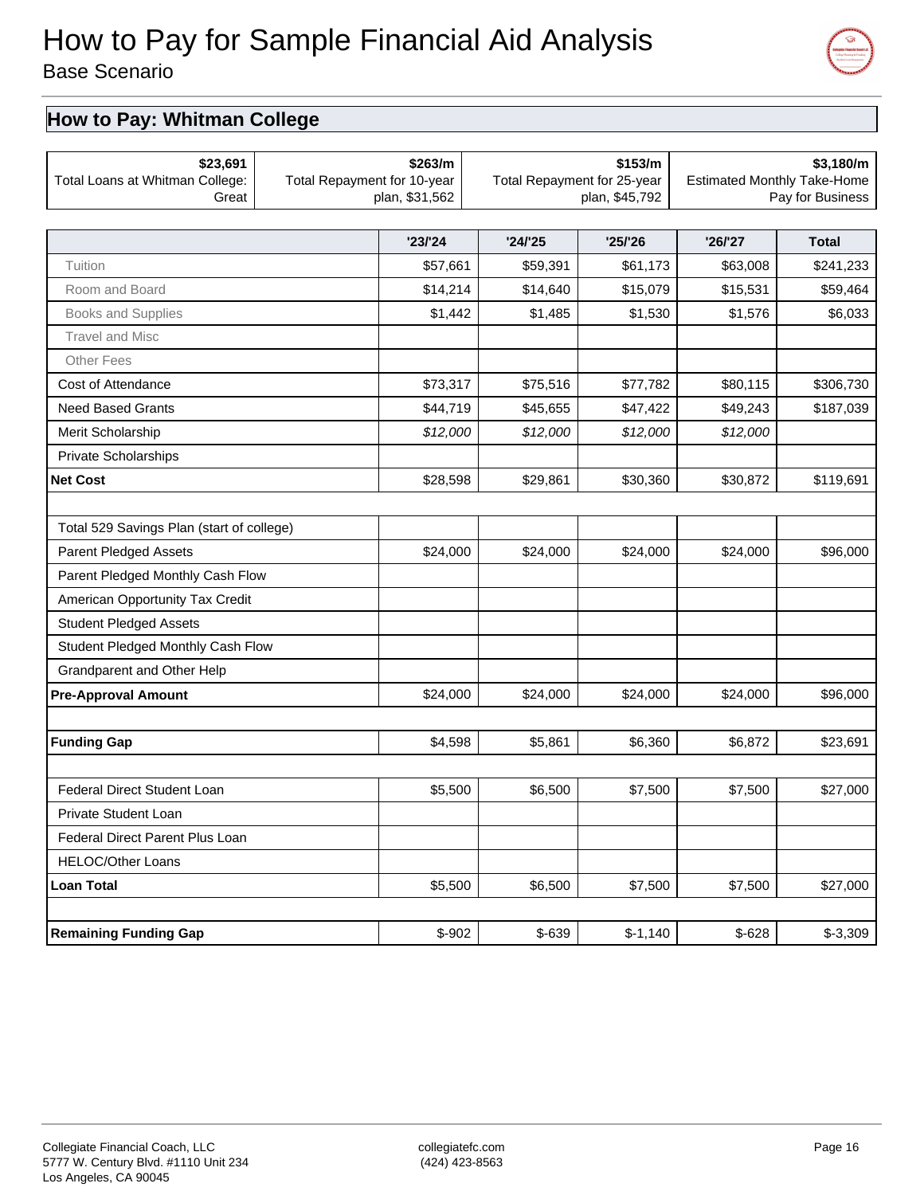# How to Pay for Sample Financial Aid Analysis

Base Scenario

## How to Pay: Whitman College

| **$23,691** Total Loans at Whitman College: Great | **$263/m** Total Repayment for 10-year plan, $31,562 | **$153/m** Total Repayment for 25-year plan, $45,792 | **$3,180/m** Estimated Monthly Take-Home Pay for Business |
|---|---|---|---|

| | '23/'24 | '24/'25 | '25/'26 | '26/'27 | Total |
|---|---|---|---|---|---|
| Tuition | $57,661 | $59,391 | $61,173 | $63,008 | $241,233 |
| Room and Board | $14,214 | $14,640 | $15,079 | $15,531 | $59,464 |
| Books and Supplies | $1,442 | $1,485 | $1,530 | $1,576 | $6,033 |
| Travel and Misc | | | | | |
| Other Fees | | | | | |
| Cost of Attendance | $73,317 | $75,516 | $77,782 | $80,115 | $306,730 |
| Need Based Grants | $44,719 | $45,655 | $47,422 | $49,243 | $187,039 |
| Merit Scholarship | *$12,000* | *$12,000* | *$12,000* | *$12,000* | |
| Private Scholarships | | | | | |
| **Net Cost** | $28,598 | $29,861 | $30,360 | $30,872 | $119,691 |
| | | | | | |
| Total 529 Savings Plan (start of college) | | | | | |
| Parent Pledged Assets | $24,000 | $24,000 | $24,000 | $24,000 | $96,000 |
| Parent Pledged Monthly Cash Flow | | | | | |
| American Opportunity Tax Credit | | | | | |
| Student Pledged Assets | | | | | |
| Student Pledged Monthly Cash Flow | | | | | |
| Grandparent and Other Help | | | | | |
| **Pre-Approval Amount** | $24,000 | $24,000 | $24,000 | $24,000 | $96,000 |
| | | | | | |
| **Funding Gap** | $4,598 | $5,861 | $6,360 | $6,872 | $23,691 |
| | | | | | |
| Federal Direct Student Loan | $5,500 | $6,500 | $7,500 | $7,500 | $27,000 |
| Private Student Loan | | | | | |
| Federal Direct Parent Plus Loan | | | | | |
| HELOC/Other Loans | | | | | |
| **Loan Total** | $5,500 | $6,500 | $7,500 | $7,500 | $27,000 |
| | | | | | |
| **Remaining Funding Gap** | $-902 | $-639 | $-1,140 | $-628 | $-3,309 |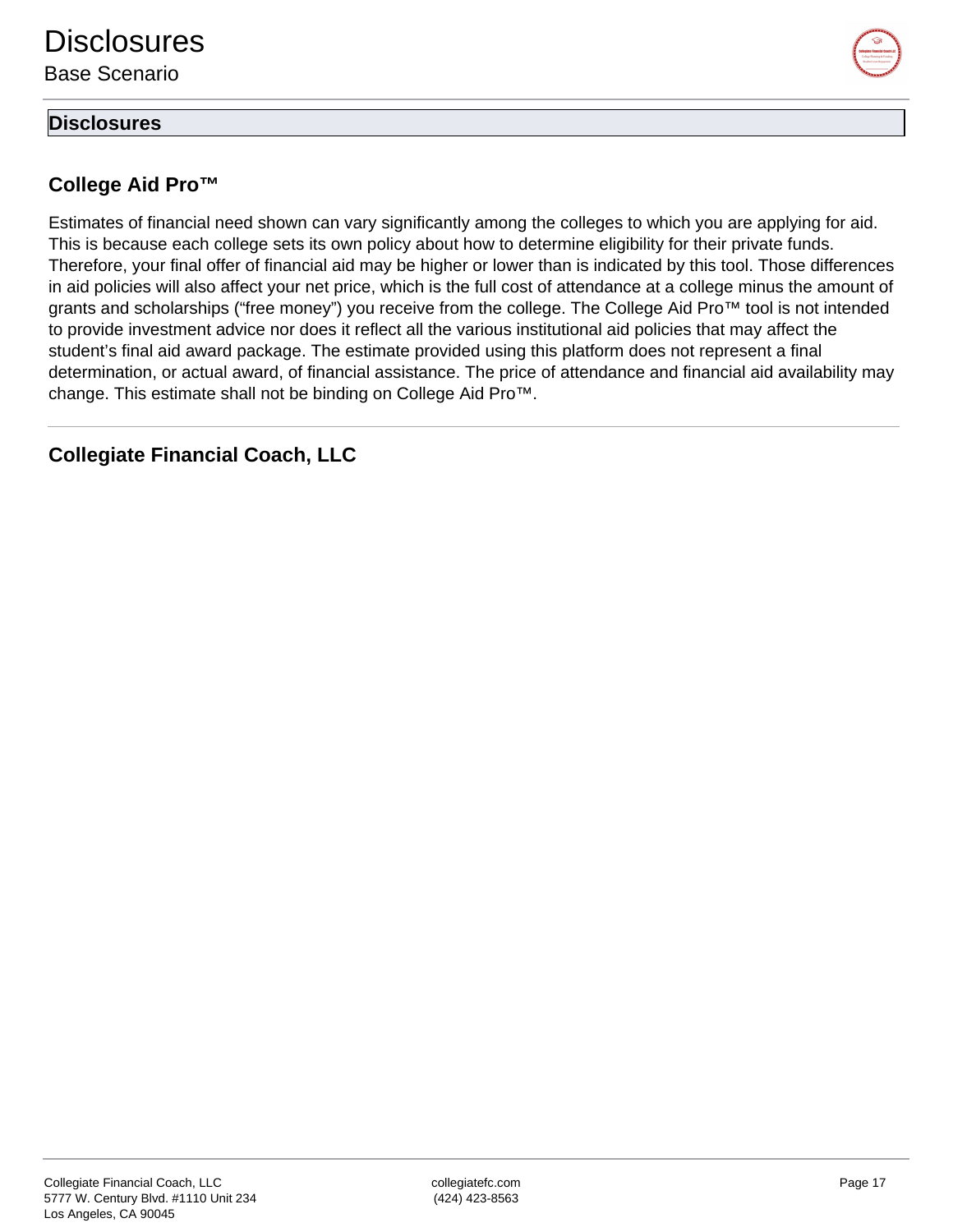# Disclosures

Base Scenario

## Disclosures

### College Aid Pro™

Estimates of financial need shown can vary significantly among the colleges to which you are applying for aid. This is because each college sets its own policy about how to determine eligibility for their private funds. Therefore, your final offer of financial aid may be higher or lower than is indicated by this tool. Those differences in aid policies will also affect your net price, which is the full cost of attendance at a college minus the amount of grants and scholarships ("free money") you receive from the college. The College Aid Pro™ tool is not intended to provide investment advice nor does it reflect all the various institutional aid policies that may affect the student's final aid award package. The estimate provided using this platform does not represent a final determination, or actual award, of financial assistance. The price of attendance and financial aid availability may change. This estimate shall not be binding on College Aid Pro™.

---

### Collegiate Financial Coach, LLC